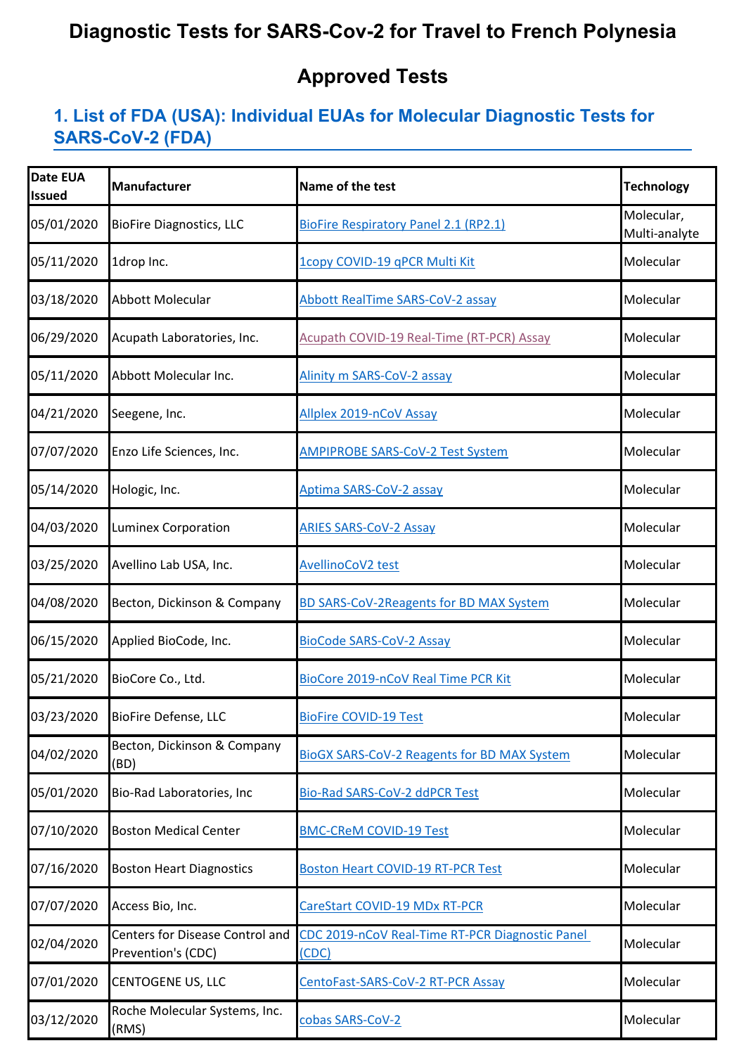# Diagnostic Tests for SARS-Cov-2 for Travel to French Polynesia

# Approved Tests

## 1. List of FDA (USA): Individual EUAs for Molecular Diagnostic Tests for SARS-CoV-2 (FDA)

| Date EUA Issued | Manufacturer | Name of the test | Technology |
|---|---|---|---|
| 05/01/2020 | BioFire Diagnostics, LLC | BioFire Respiratory Panel 2.1 (RP2.1) | Molecular, Multi-analyte |
| 05/11/2020 | 1drop Inc. | 1copy COVID-19 qPCR Multi Kit | Molecular |
| 03/18/2020 | Abbott Molecular | Abbott RealTime SARS-CoV-2 assay | Molecular |
| 06/29/2020 | Acupath Laboratories, Inc. | Acupath COVID-19 Real-Time (RT-PCR) Assay | Molecular |
| 05/11/2020 | Abbott Molecular Inc. | Alinity m SARS-CoV-2 assay | Molecular |
| 04/21/2020 | Seegene, Inc. | Allplex 2019-nCoV Assay | Molecular |
| 07/07/2020 | Enzo Life Sciences, Inc. | AMPIPROBE SARS-CoV-2 Test System | Molecular |
| 05/14/2020 | Hologic, Inc. | Aptima SARS-CoV-2 assay | Molecular |
| 04/03/2020 | Luminex Corporation | ARIES SARS-CoV-2 Assay | Molecular |
| 03/25/2020 | Avellino Lab USA, Inc. | AvellinoCoV2 test | Molecular |
| 04/08/2020 | Becton, Dickinson & Company | BD SARS-CoV-2Reagents for BD MAX System | Molecular |
| 06/15/2020 | Applied BioCode, Inc. | BioCode SARS-CoV-2 Assay | Molecular |
| 05/21/2020 | BioCore Co., Ltd. | BioCore 2019-nCoV Real Time PCR Kit | Molecular |
| 03/23/2020 | BioFire Defense, LLC | BioFire COVID-19 Test | Molecular |
| 04/02/2020 | Becton, Dickinson & Company (BD) | BioGX SARS-CoV-2 Reagents for BD MAX System | Molecular |
| 05/01/2020 | Bio-Rad Laboratories, Inc | Bio-Rad SARS-CoV-2 ddPCR Test | Molecular |
| 07/10/2020 | Boston Medical Center | BMC-CReM COVID-19 Test | Molecular |
| 07/16/2020 | Boston Heart Diagnostics | Boston Heart COVID-19 RT-PCR Test | Molecular |
| 07/07/2020 | Access Bio, Inc. | CareStart COVID-19 MDx RT-PCR | Molecular |
| 02/04/2020 | Centers for Disease Control and Prevention's (CDC) | CDC 2019-nCoV Real-Time RT-PCR Diagnostic Panel (CDC) | Molecular |
| 07/01/2020 | CENTOGENE US, LLC | CentoFast-SARS-CoV-2 RT-PCR Assay | Molecular |
| 03/12/2020 | Roche Molecular Systems, Inc. (RMS) | cobas SARS-CoV-2 | Molecular |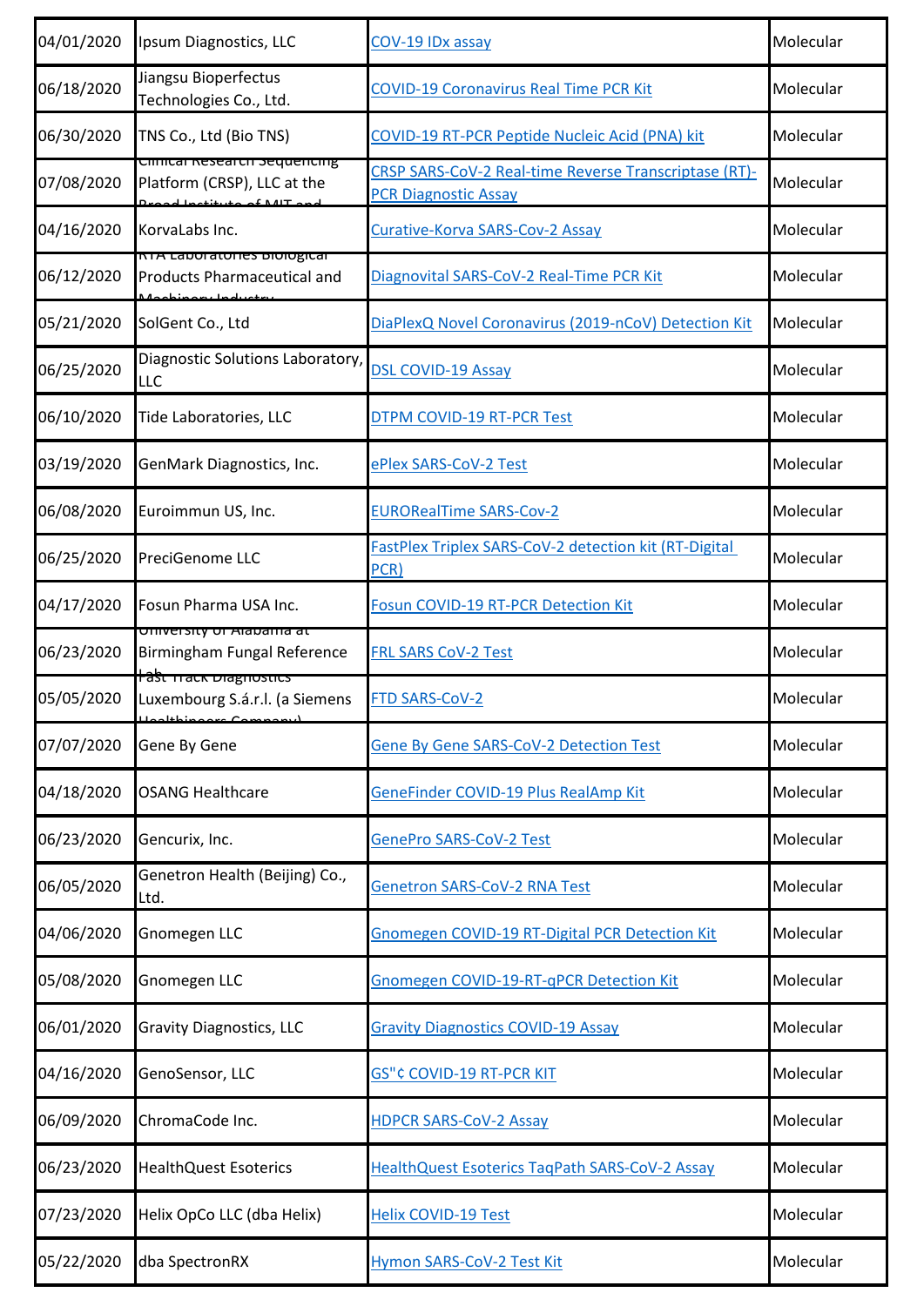| | | | |
|---|---|---|---|
| 04/01/2020 | Ipsum Diagnostics, LLC | COV-19 IDx assay | Molecular |
| 06/18/2020 | Jiangsu Bioperfectus Technologies Co., Ltd. | COVID-19 Coronavirus Real Time PCR Kit | Molecular |
| 06/30/2020 | TNS Co., Ltd (Bio TNS) | COVID-19 RT-PCR Peptide Nucleic Acid (PNA) kit | Molecular |
| 07/08/2020 | Clinical Research Sequencing Platform (CRSP), LLC at the Broad Institute of MIT and | CRSP SARS-CoV-2 Real-time Reverse Transcriptase (RT)-PCR Diagnostic Assay | Molecular |
| 04/16/2020 | KorvaLabs Inc. | Curative-Korva SARS-Cov-2 Assay | Molecular |
| 06/12/2020 | RTA Laboratories Biological Products Pharmaceutical and Machinery Industry | Diagnovital SARS-CoV-2 Real-Time PCR Kit | Molecular |
| 05/21/2020 | SolGent Co., Ltd | DiaPlexQ Novel Coronavirus (2019-nCoV) Detection Kit | Molecular |
| 06/25/2020 | Diagnostic Solutions Laboratory, LLC | DSL COVID-19 Assay | Molecular |
| 06/10/2020 | Tide Laboratories, LLC | DTPM COVID-19 RT-PCR Test | Molecular |
| 03/19/2020 | GenMark Diagnostics, Inc. | ePlex SARS-CoV-2 Test | Molecular |
| 06/08/2020 | Euroimmun US, Inc. | EURORealTime SARS-Cov-2 | Molecular |
| 06/25/2020 | PreciGenome LLC | FastPlex Triplex SARS-CoV-2 detection kit (RT-Digital PCR) | Molecular |
| 04/17/2020 | Fosun Pharma USA Inc. | Fosun COVID-19 RT-PCR Detection Kit | Molecular |
| 06/23/2020 | University of Alabama at Birmingham Fungal Reference Lab | FRL SARS CoV-2 Test | Molecular |
| 05/05/2020 | Fast Track Diagnostics Luxembourg S.á.r.l. (a Siemens Healthineers Company) | FTD SARS-CoV-2 | Molecular |
| 07/07/2020 | Gene By Gene | Gene By Gene SARS-CoV-2 Detection Test | Molecular |
| 04/18/2020 | OSANG Healthcare | GeneFinder COVID-19 Plus RealAmp Kit | Molecular |
| 06/23/2020 | Gencurix, Inc. | GenePro SARS-CoV-2 Test | Molecular |
| 06/05/2020 | Genetron Health (Beijing) Co., Ltd. | Genetron SARS-CoV-2 RNA Test | Molecular |
| 04/06/2020 | Gnomegen LLC | Gnomegen COVID-19 RT-Digital PCR Detection Kit | Molecular |
| 05/08/2020 | Gnomegen LLC | Gnomegen COVID-19-RT-qPCR Detection Kit | Molecular |
| 06/01/2020 | Gravity Diagnostics, LLC | Gravity Diagnostics COVID-19 Assay | Molecular |
| 04/16/2020 | GenoSensor, LLC | GS"¢ COVID-19 RT-PCR KIT | Molecular |
| 06/09/2020 | ChromaCode Inc. | HDPCR SARS-CoV-2 Assay | Molecular |
| 06/23/2020 | HealthQuest Esoterics | HealthQuest Esoterics TaqPath SARS-CoV-2 Assay | Molecular |
| 07/23/2020 | Helix OpCo LLC (dba Helix) | Helix COVID-19 Test | Molecular |
| 05/22/2020 | dba SpectronRX | Hymon SARS-CoV-2 Test Kit | Molecular |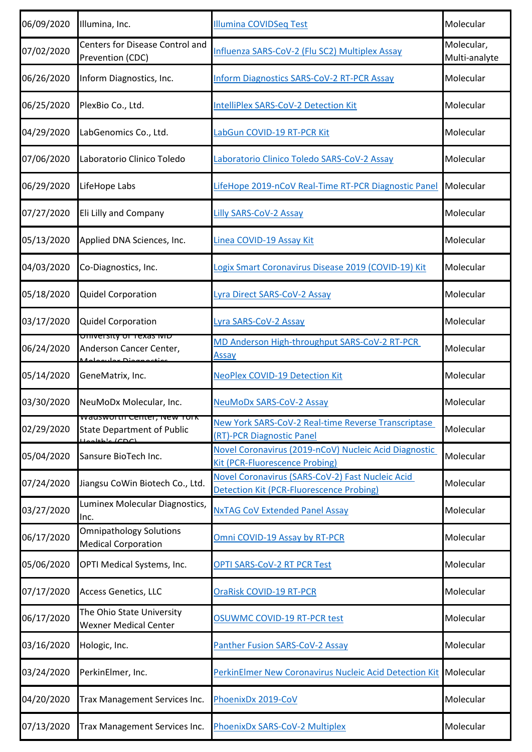| | | | |
|---|---|---|---|
| 06/09/2020 | Illumina, Inc. | Illumina COVIDSeq Test | Molecular |
| 07/02/2020 | Centers for Disease Control and Prevention (CDC) | Influenza SARS-CoV-2 (Flu SC2) Multiplex Assay | Molecular, Multi-analyte |
| 06/26/2020 | Inform Diagnostics, Inc. | Inform Diagnostics SARS-CoV-2 RT-PCR Assay | Molecular |
| 06/25/2020 | PlexBio Co., Ltd. | IntelliPlex SARS-CoV-2 Detection Kit | Molecular |
| 04/29/2020 | LabGenomics Co., Ltd. | LabGun COVID-19 RT-PCR Kit | Molecular |
| 07/06/2020 | Laboratorio Clinico Toledo | Laboratorio Clinico Toledo SARS-CoV-2 Assay | Molecular |
| 06/29/2020 | LifeHope Labs | LifeHope 2019-nCoV Real-Time RT-PCR Diagnostic Panel | Molecular |
| 07/27/2020 | Eli Lilly and Company | Lilly SARS-CoV-2 Assay | Molecular |
| 05/13/2020 | Applied DNA Sciences, Inc. | Linea COVID-19 Assay Kit | Molecular |
| 04/03/2020 | Co-Diagnostics, Inc. | Logix Smart Coronavirus Disease 2019 (COVID-19) Kit | Molecular |
| 05/18/2020 | Quidel Corporation | Lyra Direct SARS-CoV-2 Assay | Molecular |
| 03/17/2020 | Quidel Corporation | Lyra SARS-CoV-2 Assay | Molecular |
| 06/24/2020 | University of Texas MD Anderson Cancer Center, Molecular Diagnostics | MD Anderson High-throughput SARS-CoV-2 RT-PCR Assay | Molecular |
| 05/14/2020 | GeneMatrix, Inc. | NeoPlex COVID-19 Detection Kit | Molecular |
| 03/30/2020 | NeuMoDx Molecular, Inc. | NeuMoDx SARS-CoV-2 Assay | Molecular |
| 02/29/2020 | Wadsworth Center, New York State Department of Public Health's (CDC) | New York SARS-CoV-2 Real-time Reverse Transcriptase (RT)-PCR Diagnostic Panel | Molecular |
| 05/04/2020 | Sansure BioTech Inc. | Novel Coronavirus (2019-nCoV) Nucleic Acid Diagnostic Kit (PCR-Fluorescence Probing) | Molecular |
| 07/24/2020 | Jiangsu CoWin Biotech Co., Ltd. | Novel Coronavirus (SARS-CoV-2) Fast Nucleic Acid Detection Kit (PCR-Fluorescence Probing) | Molecular |
| 03/27/2020 | Luminex Molecular Diagnostics, Inc. | NxTAG CoV Extended Panel Assay | Molecular |
| 06/17/2020 | Omnipathology Solutions Medical Corporation | Omni COVID-19 Assay by RT-PCR | Molecular |
| 05/06/2020 | OPTI Medical Systems, Inc. | OPTI SARS-CoV-2 RT PCR Test | Molecular |
| 07/17/2020 | Access Genetics, LLC | OraRisk COVID-19 RT-PCR | Molecular |
| 06/17/2020 | The Ohio State University Wexner Medical Center | OSUWMC COVID-19 RT-PCR test | Molecular |
| 03/16/2020 | Hologic, Inc. | Panther Fusion SARS-CoV-2 Assay | Molecular |
| 03/24/2020 | PerkinElmer, Inc. | PerkinElmer New Coronavirus Nucleic Acid Detection Kit | Molecular |
| 04/20/2020 | Trax Management Services Inc. | PhoenixDx 2019-CoV | Molecular |
| 07/13/2020 | Trax Management Services Inc. | PhoenixDx SARS-CoV-2 Multiplex | Molecular |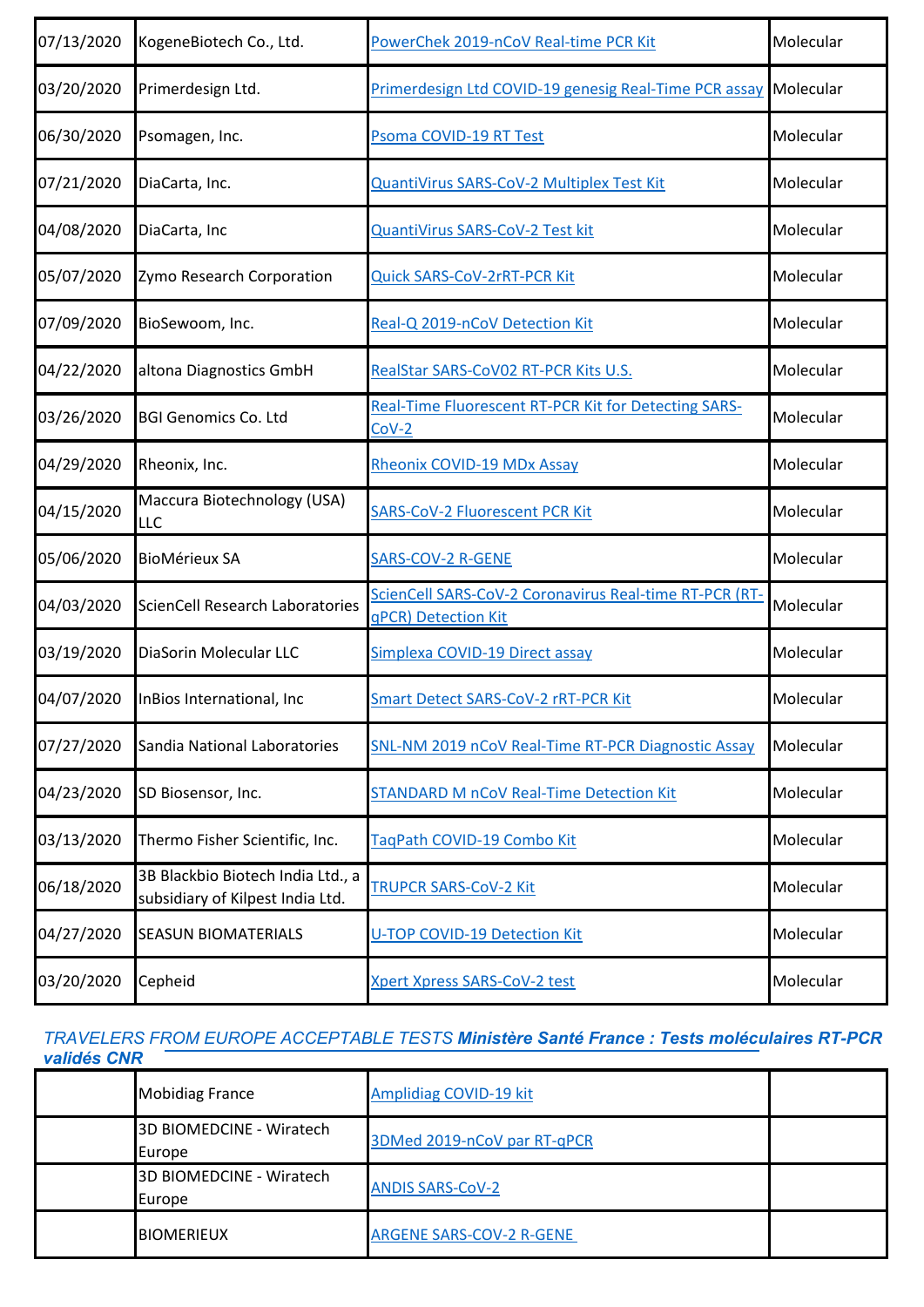| | | | |
|---|---|---|---|
| 07/13/2020 | KogeneBiotech Co., Ltd. | PowerChek 2019-nCoV Real-time PCR Kit | Molecular |
| 03/20/2020 | Primerdesign Ltd. | Primerdesign Ltd COVID-19 genesig Real-Time PCR assay | Molecular |
| 06/30/2020 | Psomagen, Inc. | Psoma COVID-19 RT Test | Molecular |
| 07/21/2020 | DiaCarta, Inc. | QuantiVirus SARS-CoV-2 Multiplex Test Kit | Molecular |
| 04/08/2020 | DiaCarta, Inc | QuantiVirus SARS-CoV-2 Test kit | Molecular |
| 05/07/2020 | Zymo Research Corporation | Quick SARS-CoV-2rRT-PCR Kit | Molecular |
| 07/09/2020 | BioSewoom, Inc. | Real-Q 2019-nCoV Detection Kit | Molecular |
| 04/22/2020 | altona Diagnostics GmbH | RealStar SARS-CoV02 RT-PCR Kits U.S. | Molecular |
| 03/26/2020 | BGI Genomics Co. Ltd | Real-Time Fluorescent RT-PCR Kit for Detecting SARS-CoV-2 | Molecular |
| 04/29/2020 | Rheonix, Inc. | Rheonix COVID-19 MDx Assay | Molecular |
| 04/15/2020 | Maccura Biotechnology (USA) LLC | SARS-CoV-2 Fluorescent PCR Kit | Molecular |
| 05/06/2020 | BioMérieux SA | SARS-COV-2 R-GENE | Molecular |
| 04/03/2020 | ScienCell Research Laboratories | ScienCell SARS-CoV-2 Coronavirus Real-time RT-PCR (RT-qPCR) Detection Kit | Molecular |
| 03/19/2020 | DiaSorin Molecular LLC | Simplexa COVID-19 Direct assay | Molecular |
| 04/07/2020 | InBios International, Inc | Smart Detect SARS-CoV-2 rRT-PCR Kit | Molecular |
| 07/27/2020 | Sandia National Laboratories | SNL-NM 2019 nCoV Real-Time RT-PCR Diagnostic Assay | Molecular |
| 04/23/2020 | SD Biosensor, Inc. | STANDARD M nCoV Real-Time Detection Kit | Molecular |
| 03/13/2020 | Thermo Fisher Scientific, Inc. | TaqPath COVID-19 Combo Kit | Molecular |
| 06/18/2020 | 3B Blackbio Biotech India Ltd., a subsidiary of Kilpest India Ltd. | TRUPCR SARS-CoV-2 Kit | Molecular |
| 04/27/2020 | SEASUN BIOMATERIALS | U-TOP COVID-19 Detection Kit | Molecular |
| 03/20/2020 | Cepheid | Xpert Xpress SARS-CoV-2 test | Molecular |

*TRAVELERS FROM EUROPE ACCEPTABLE TESTS* ***Ministère Santé France : Tests moléculaires RT-PCR validés CNR***

| | | | |
|---|---|---|---|
| | Mobidiag France | Amplidiag COVID-19 kit | |
| | 3D BIOMEDCINE - Wiratech Europe | 3DMed 2019-nCoV par RT-qPCR | |
| | 3D BIOMEDCINE - Wiratech Europe | ANDIS SARS-CoV-2 | |
| | BIOMERIEUX | ARGENE SARS-COV-2 R-GENE | |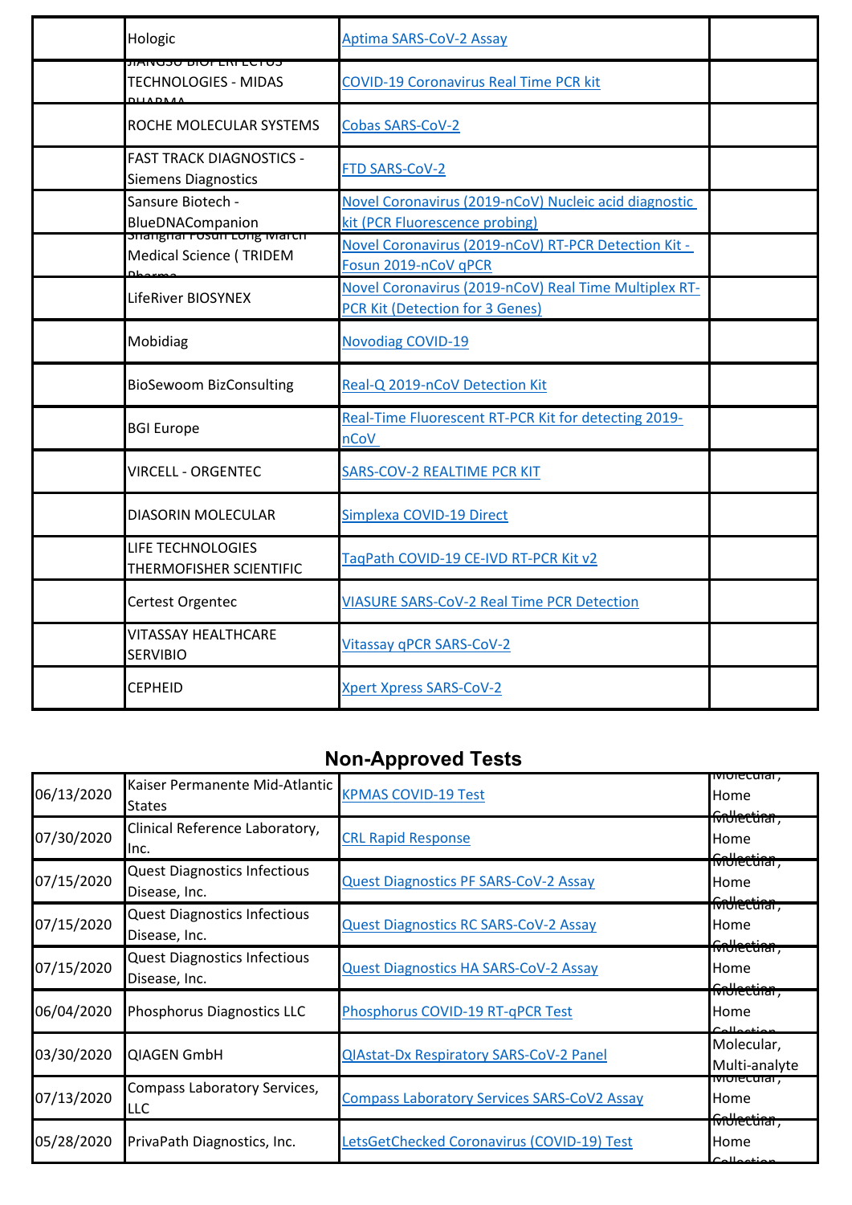| | | | |
|---|---|---|---|
| | Hologic | Aptima SARS-CoV-2 Assay | |
| | JIANGSU BIOPERFECTUS TECHNOLOGIES - MIDAS PHARMA | COVID-19 Coronavirus Real Time PCR kit | |
| | ROCHE MOLECULAR SYSTEMS | Cobas SARS-CoV-2 | |
| | FAST TRACK DIAGNOSTICS - Siemens Diagnostics | FTD SARS-CoV-2 | |
| | Sansure Biotech - BlueDNACompanion | Novel Coronavirus (2019-nCoV) Nucleic acid diagnostic kit (PCR Fluorescence probing) | |
| | Shanghai Fosun Long March Medical Science ( TRIDEM Pharma | Novel Coronavirus (2019-nCoV) RT-PCR Detection Kit - Fosun 2019-nCoV qPCR | |
| | LifeRiver BIOSYNEX | Novel Coronavirus (2019-nCoV) Real Time Multiplex RT-PCR Kit (Detection for 3 Genes) | |
| | Mobidiag | Novodiag COVID-19 | |
| | BioSewoom BizConsulting | Real-Q 2019-nCoV Detection Kit | |
| | BGI Europe | Real-Time Fluorescent RT-PCR Kit for detecting 2019-nCoV | |
| | VIRCELL - ORGENTEC | SARS-COV-2 REALTIME PCR KIT | |
| | DIASORIN MOLECULAR | Simplexa COVID-19 Direct | |
| | LIFE TECHNOLOGIES THERMOFISHER SCIENTIFIC | TaqPath COVID-19 CE-IVD RT-PCR Kit v2 | |
| | Certest Orgentec | VIASURE SARS-CoV-2 Real Time PCR Detection | |
| | VITASSAY HEALTHCARE SERVIBIO | Vitassay qPCR SARS-CoV-2 | |
| | CEPHEID | Xpert Xpress SARS-CoV-2 | |

## Non-Approved Tests

| | | | |
|---|---|---|---|
| 06/13/2020 | Kaiser Permanente Mid-Atlantic States | KPMAS COVID-19 Test | Molecular, Home Collection |
| 07/30/2020 | Clinical Reference Laboratory, Inc. | CRL Rapid Response | Molecular, Home Collection |
| 07/15/2020 | Quest Diagnostics Infectious Disease, Inc. | Quest Diagnostics PF SARS-CoV-2 Assay | Molecular, Home Collection |
| 07/15/2020 | Quest Diagnostics Infectious Disease, Inc. | Quest Diagnostics RC SARS-CoV-2 Assay | Molecular, Home Collection |
| 07/15/2020 | Quest Diagnostics Infectious Disease, Inc. | Quest Diagnostics HA SARS-CoV-2 Assay | Molecular, Home Collection |
| 06/04/2020 | Phosphorus Diagnostics LLC | Phosphorus COVID-19 RT-qPCR Test | Molecular, Home Collection |
| 03/30/2020 | QIAGEN GmbH | QIAstat-Dx Respiratory SARS-CoV-2 Panel | Molecular, Multi-analyte |
| 07/13/2020 | Compass Laboratory Services, LLC | Compass Laboratory Services SARS-CoV2 Assay | Molecular, Home Collection |
| 05/28/2020 | PrivaPath Diagnostics, Inc. | LetsGetChecked Coronavirus (COVID-19) Test | Molecular, Home Collection |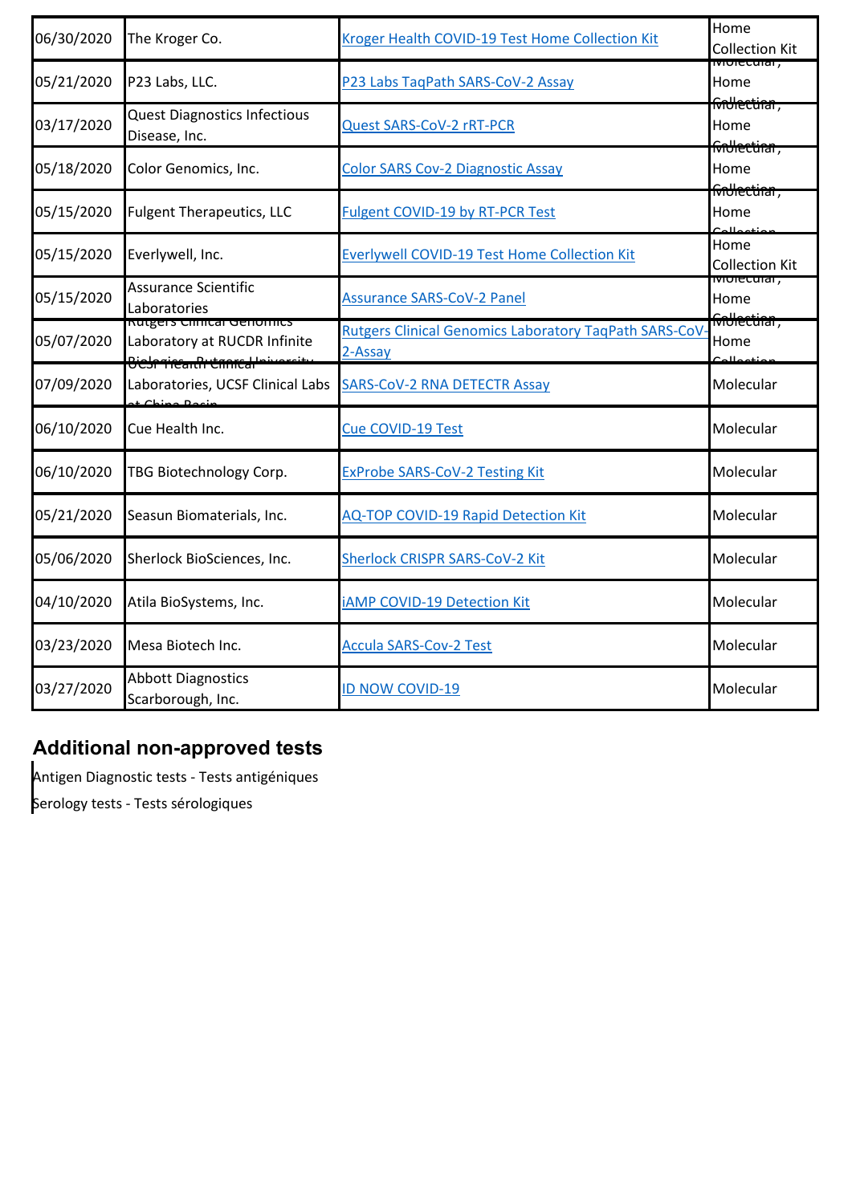| | | | |
|---|---|---|---|
| 06/30/2020 | The Kroger Co. | Kroger Health COVID-19 Test Home Collection Kit | Home Collection Kit |
| 05/21/2020 | P23 Labs, LLC. | P23 Labs TaqPath SARS-CoV-2 Assay | Molecular, Home Collection |
| 03/17/2020 | Quest Diagnostics Infectious Disease, Inc. | Quest SARS-CoV-2 rRT-PCR | Molecular, Home Collection |
| 05/18/2020 | Color Genomics, Inc. | Color SARS Cov-2 Diagnostic Assay | Molecular, Home Collection |
| 05/15/2020 | Fulgent Therapeutics, LLC | Fulgent COVID-19 by RT-PCR Test | Molecular, Home Collection |
| 05/15/2020 | Everlywell, Inc. | Everlywell COVID-19 Test Home Collection Kit | Home Collection Kit |
| 05/15/2020 | Assurance Scientific Laboratories | Assurance SARS-CoV-2 Panel | Molecular, Home Collection |
| 05/07/2020 | Rutgers Clinical Genomics Laboratory at RUCDR Infinite Biologics - Rutgers University | Rutgers Clinical Genomics Laboratory TaqPath SARS-CoV-2-Assay | Molecular, Home Collection |
| 07/09/2020 | UCSF Health Clinical Laboratories, UCSF Clinical Labs at China Basin | SARS-CoV-2 RNA DETECTR Assay | Molecular |
| 06/10/2020 | Cue Health Inc. | Cue COVID-19 Test | Molecular |
| 06/10/2020 | TBG Biotechnology Corp. | ExProbe SARS-CoV-2 Testing Kit | Molecular |
| 05/21/2020 | Seasun Biomaterials, Inc. | AQ-TOP COVID-19 Rapid Detection Kit | Molecular |
| 05/06/2020 | Sherlock BioSciences, Inc. | Sherlock CRISPR SARS-CoV-2 Kit | Molecular |
| 04/10/2020 | Atila BioSystems, Inc. | iAMP COVID-19 Detection Kit | Molecular |
| 03/23/2020 | Mesa Biotech Inc. | Accula SARS-Cov-2 Test | Molecular |
| 03/27/2020 | Abbott Diagnostics Scarborough, Inc. | ID NOW COVID-19 | Molecular |

## Additional non-approved tests

Antigen Diagnostic tests - Tests antigéniques

Serology tests - Tests sérologiques